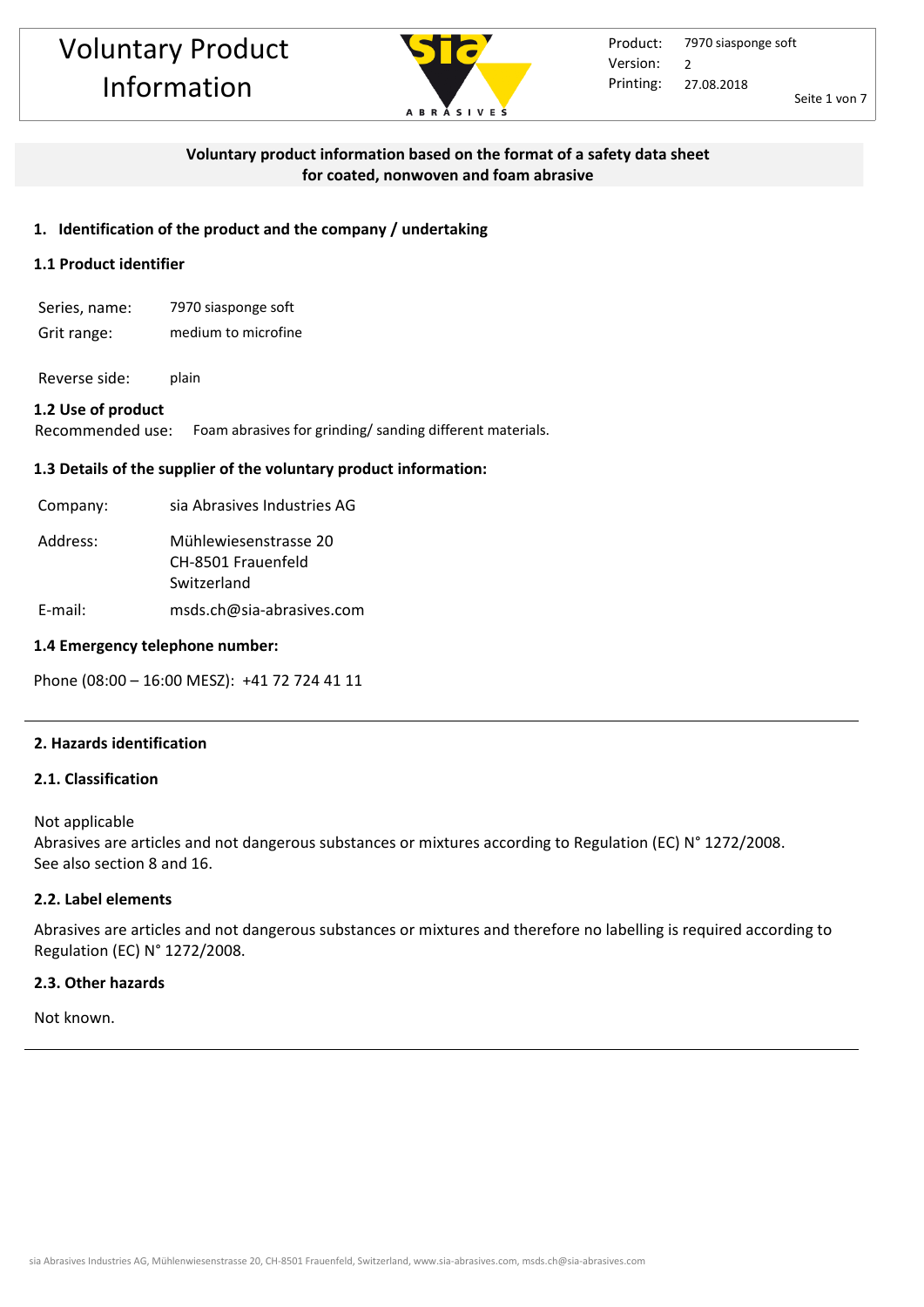# Voluntary Product Information

**Voluntary product information based on the format of a safety data sheet for coated, nonwoven and foam abrasive**

## 1. Identification of the product and the company / undertaking

### 1.1 Product identifier

| | |
|---|---|
| Series, name: | 7970 siasponge soft |
| Grit range: | medium to microfine |
| Reverse side: | plain |

### 1.2 Use of product

Recommended use: Foam abrasives for grinding/ sanding different materials.

### 1.3 Details of the supplier of the voluntary product information:

| | |
|---|---|
| Company: | sia Abrasives Industries AG |
| Address: | Mühlewiesenstrasse 20<br>CH-8501 Frauenfeld<br>Switzerland |
| E-mail: | msds.ch@sia-abrasives.com |

### 1.4 Emergency telephone number:

Phone (08:00 – 16:00 MESZ): +41 72 724 41 11

## 2. Hazards identification

### 2.1. Classification

Not applicable
Abrasives are articles and not dangerous substances or mixtures according to Regulation (EC) N° 1272/2008.
See also section 8 and 16.

### 2.2. Label elements

Abrasives are articles and not dangerous substances or mixtures and therefore no labelling is required according to Regulation (EC) N° 1272/2008.

### 2.3. Other hazards

Not known.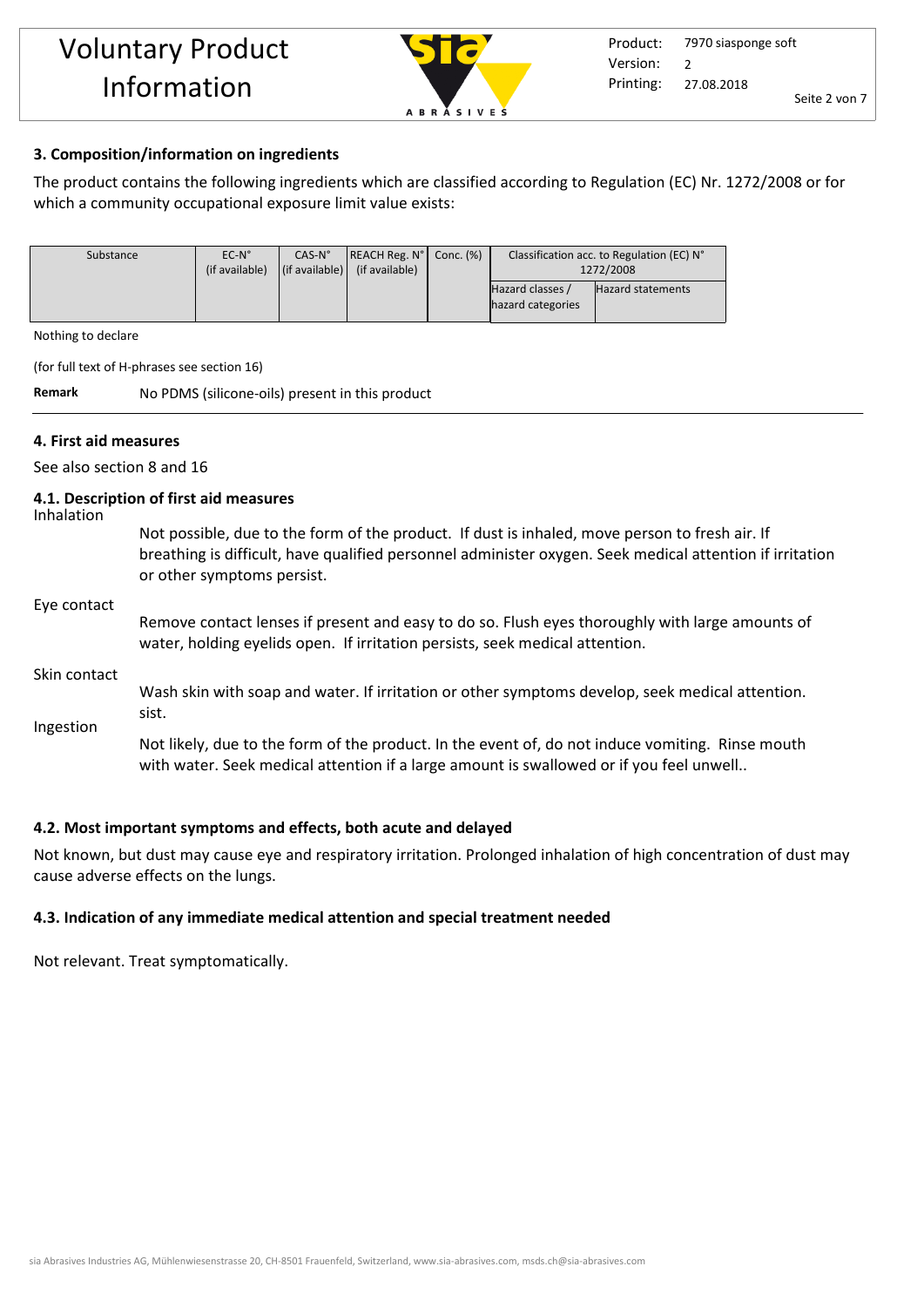## 3. Composition/information on ingredients

The product contains the following ingredients which are classified according to Regulation (EC) Nr. 1272/2008 or for which a community occupational exposure limit value exists:

| Substance | EC-N° (if available) | CAS-N° (if available) | REACH Reg. N° (if available) | Conc. (%) | Classification acc. to Regulation (EC) N° 1272/2008 | |
|---|---|---|---|---|---|---|
| | | | | | Hazard classes / hazard categories | Hazard statements |

Nothing to declare

(for full text of H-phrases see section 16)

**Remark** No PDMS (silicone-oils) present in this product

## 4. First aid measures

See also section 8 and 16

### 4.1. Description of first aid measures

**Inhalation**

Not possible, due to the form of the product. If dust is inhaled, move person to fresh air. If breathing is difficult, have qualified personnel administer oxygen. Seek medical attention if irritation or other symptoms persist.

**Eye contact**

Remove contact lenses if present and easy to do so. Flush eyes thoroughly with large amounts of water, holding eyelids open. If irritation persists, seek medical attention.

**Skin contact**

Wash skin with soap and water. If irritation or other symptoms develop, seek medical attention. sist.

**Ingestion**

Not likely, due to the form of the product. In the event of, do not induce vomiting. Rinse mouth with water. Seek medical attention if a large amount is swallowed or if you feel unwell..

### 4.2. Most important symptoms and effects, both acute and delayed

Not known, but dust may cause eye and respiratory irritation. Prolonged inhalation of high concentration of dust may cause adverse effects on the lungs.

### 4.3. Indication of any immediate medical attention and special treatment needed

Not relevant. Treat symptomatically.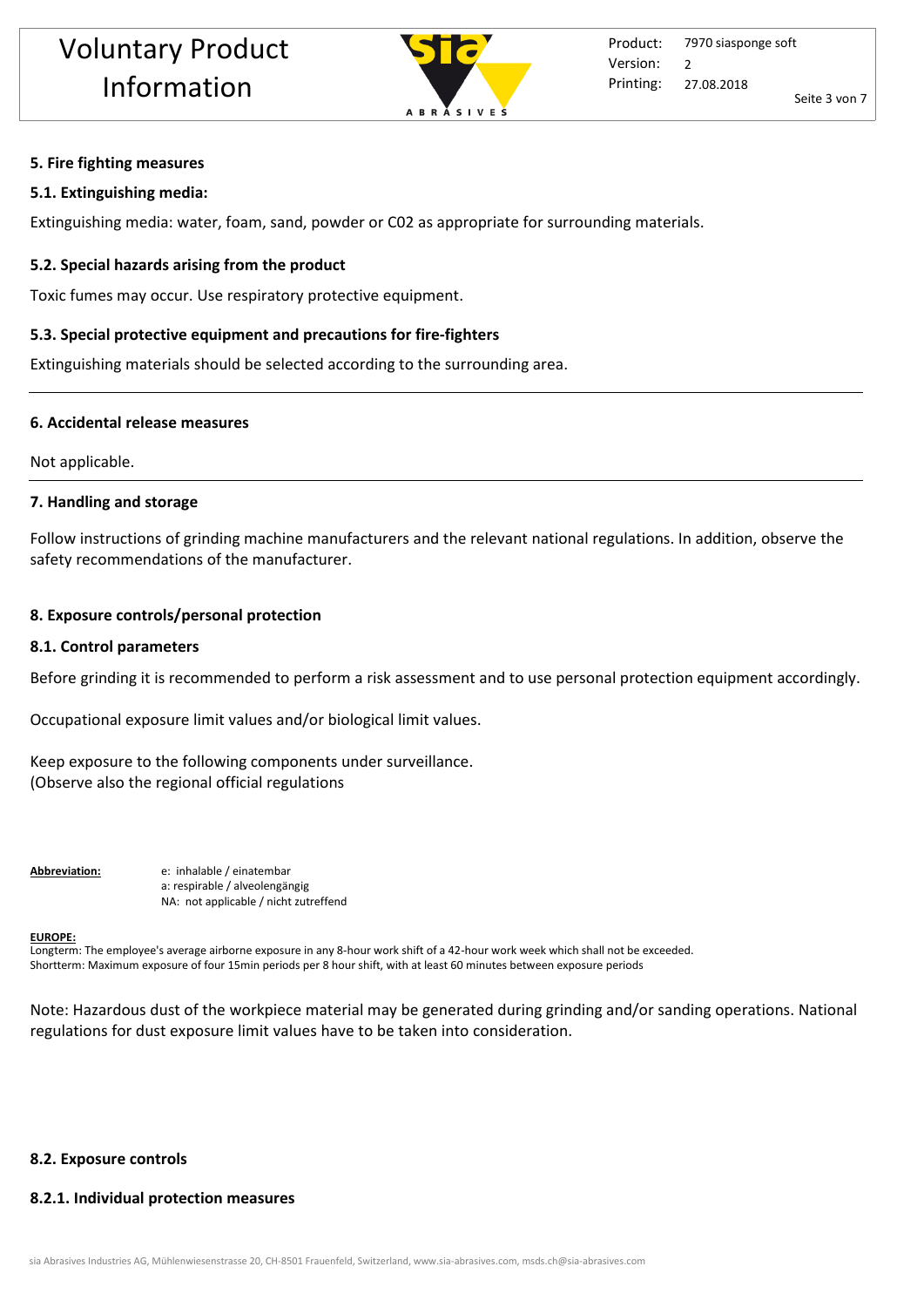## 5. Fire fighting measures

### 5.1. Extinguishing media:

Extinguishing media: water, foam, sand, powder or C02 as appropriate for surrounding materials.

### 5.2. Special hazards arising from the product

Toxic fumes may occur. Use respiratory protective equipment.

### 5.3. Special protective equipment and precautions for fire-fighters

Extinguishing materials should be selected according to the surrounding area.

## 6. Accidental release measures

Not applicable.

## 7. Handling and storage

Follow instructions of grinding machine manufacturers and the relevant national regulations. In addition, observe the safety recommendations of the manufacturer.

## 8. Exposure controls/personal protection

### 8.1. Control parameters

Before grinding it is recommended to perform a risk assessment and to use personal protection equipment accordingly.

Occupational exposure limit values and/or biological limit values.

Keep exposure to the following components under surveillance.
(Observe also the regional official regulations

**Abbreviation:**
e: inhalable / einatembar
a: respirable / alveolengängig
NA: not applicable / nicht zutreffend

**EUROPE:**
Longterm: The employee's average airborne exposure in any 8-hour work shift of a 42-hour work week which shall not be exceeded.
Shortterm: Maximum exposure of four 15min periods per 8 hour shift, with at least 60 minutes between exposure periods

Note: Hazardous dust of the workpiece material may be generated during grinding and/or sanding operations. National regulations for dust exposure limit values have to be taken into consideration.

### 8.2. Exposure controls

#### 8.2.1. Individual protection measures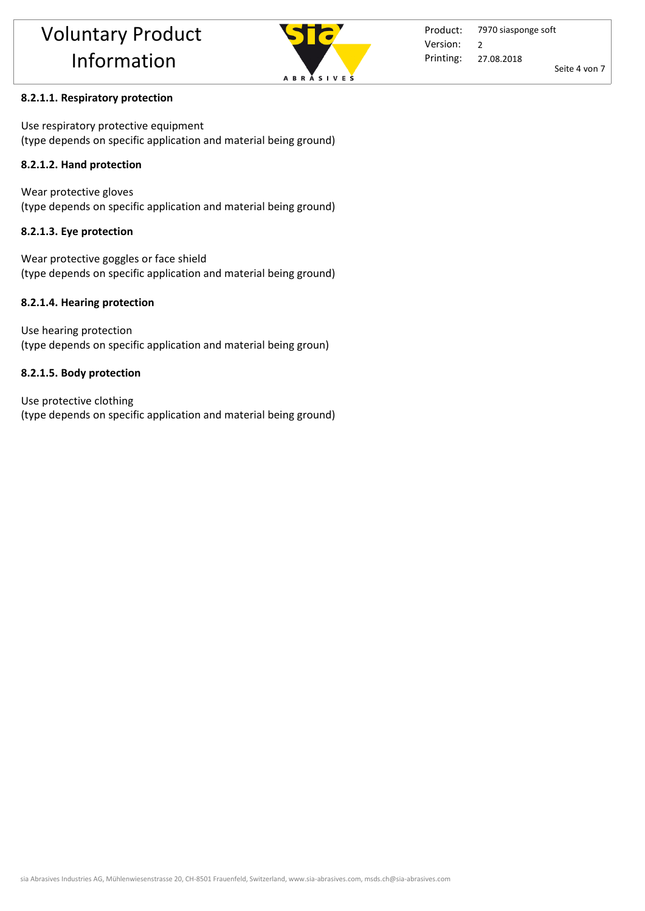#### 8.2.1.1. Respiratory protection

Use respiratory protective equipment
(type depends on specific application and material being ground)

#### 8.2.1.2. Hand protection

Wear protective gloves
(type depends on specific application and material being ground)

#### 8.2.1.3. Eye protection

Wear protective goggles or face shield
(type depends on specific application and material being ground)

#### 8.2.1.4. Hearing protection

Use hearing protection
(type depends on specific application and material being groun)

#### 8.2.1.5. Body protection

Use protective clothing
(type depends on specific application and material being ground)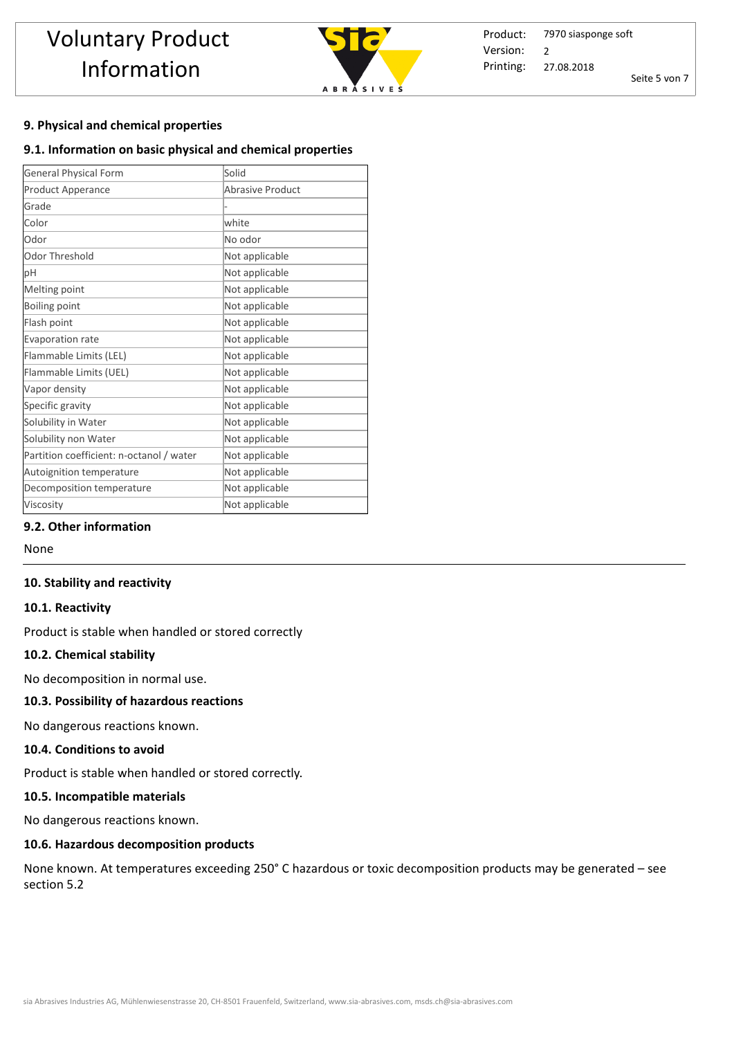## 9. Physical and chemical properties

### 9.1. Information on basic physical and chemical properties

| General Physical Form | Solid |
|---|---|
| Product Apperance | Abrasive Product |
| Grade | - |
| Color | white |
| Odor | No odor |
| Odor Threshold | Not applicable |
| pH | Not applicable |
| Melting point | Not applicable |
| Boiling point | Not applicable |
| Flash point | Not applicable |
| Evaporation rate | Not applicable |
| Flammable Limits (LEL) | Not applicable |
| Flammable Limits (UEL) | Not applicable |
| Vapor density | Not applicable |
| Specific gravity | Not applicable |
| Solubility in Water | Not applicable |
| Solubility non Water | Not applicable |
| Partition coefficient: n-octanol / water | Not applicable |
| Autoignition temperature | Not applicable |
| Decomposition temperature | Not applicable |
| Viscosity | Not applicable |

### 9.2. Other information

None

## 10. Stability and reactivity

### 10.1. Reactivity

Product is stable when handled or stored correctly

### 10.2. Chemical stability

No decomposition in normal use.

### 10.3. Possibility of hazardous reactions

No dangerous reactions known.

### 10.4. Conditions to avoid

Product is stable when handled or stored correctly.

### 10.5. Incompatible materials

No dangerous reactions known.

### 10.6. Hazardous decomposition products

None known. At temperatures exceeding 250° C hazardous or toxic decomposition products may be generated – see section 5.2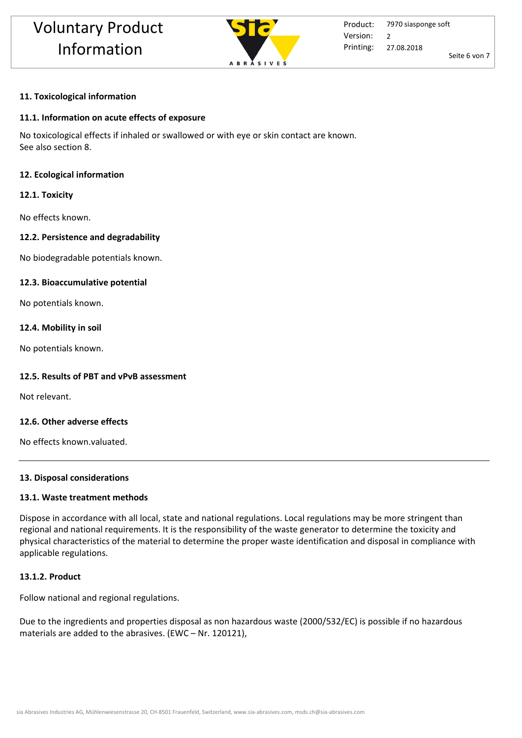## 11. Toxicological information

### 11.1. Information on acute effects of exposure

No toxicological effects if inhaled or swallowed or with eye or skin contact are known.
See also section 8.

## 12. Ecological information

### 12.1. Toxicity

No effects known.

### 12.2. Persistence and degradability

No biodegradable potentials known.

### 12.3. Bioaccumulative potential

No potentials known.

### 12.4. Mobility in soil

No potentials known.

### 12.5. Results of PBT and vPvB assessment

Not relevant.

### 12.6. Other adverse effects

No effects known.valuated.

---

## 13. Disposal considerations

### 13.1. Waste treatment methods

Dispose in accordance with all local, state and national regulations. Local regulations may be more stringent than regional and national requirements. It is the responsibility of the waste generator to determine the toxicity and physical characteristics of the material to determine the proper waste identification and disposal in compliance with applicable regulations.

### 13.1.2. Product

Follow national and regional regulations.

Due to the ingredients and properties disposal as non hazardous waste (2000/532/EC) is possible if no hazardous materials are added to the abrasives. (EWC – Nr. 120121),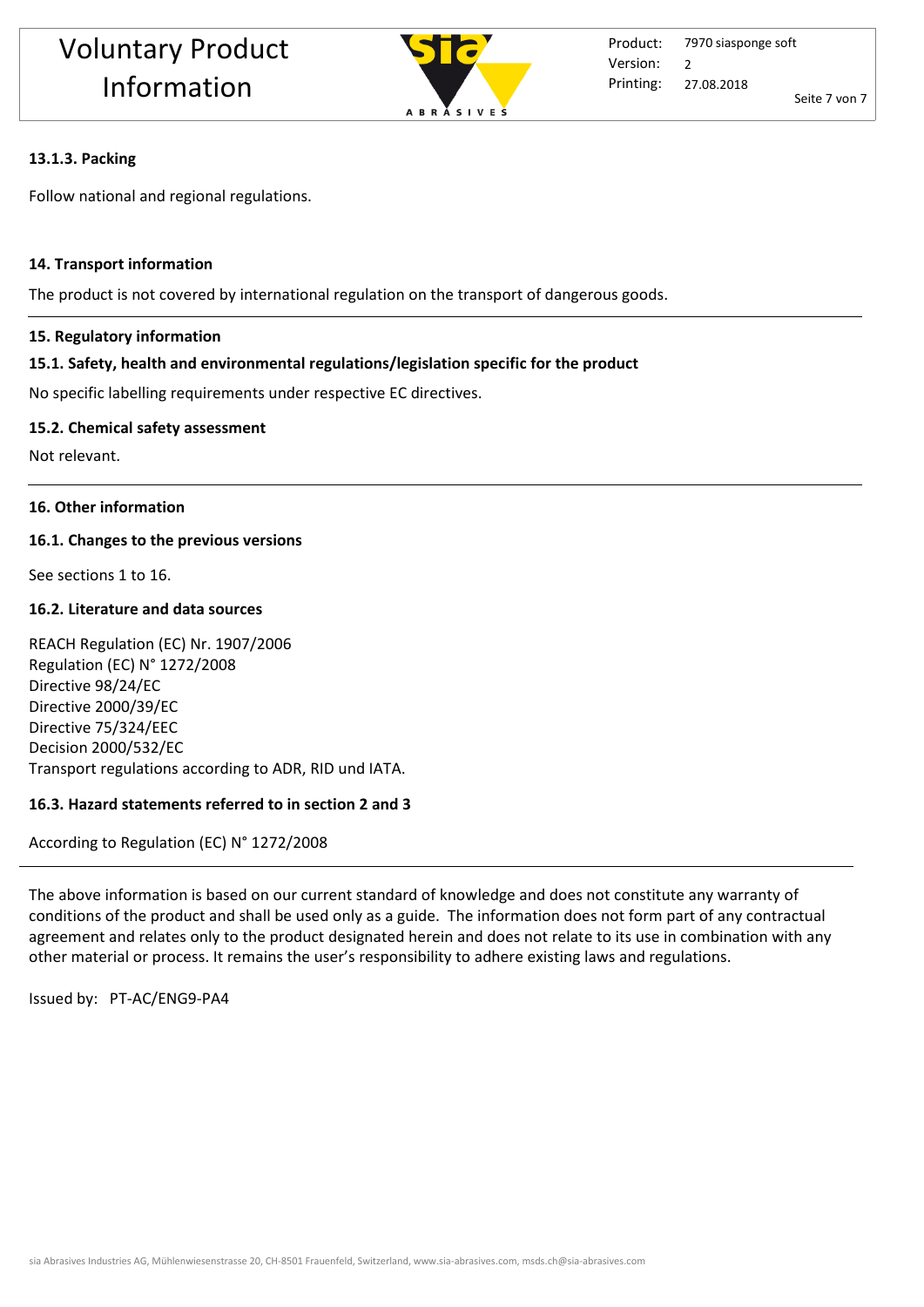### 13.1.3. Packing

Follow national and regional regulations.

## 14. Transport information

The product is not covered by international regulation on the transport of dangerous goods.

## 15. Regulatory information

### 15.1. Safety, health and environmental regulations/legislation specific for the product

No specific labelling requirements under respective EC directives.

### 15.2. Chemical safety assessment

Not relevant.

## 16. Other information

### 16.1. Changes to the previous versions

See sections 1 to 16.

### 16.2. Literature and data sources

REACH Regulation (EC) Nr. 1907/2006
Regulation (EC) N° 1272/2008
Directive 98/24/EC
Directive 2000/39/EC
Directive 75/324/EEC
Decision 2000/532/EC
Transport regulations according to ADR, RID und IATA.

### 16.3. Hazard statements referred to in section 2 and 3

According to Regulation (EC) N° 1272/2008

The above information is based on our current standard of knowledge and does not constitute any warranty of conditions of the product and shall be used only as a guide. The information does not form part of any contractual agreement and relates only to the product designated herein and does not relate to its use in combination with any other material or process. It remains the user's responsibility to adhere existing laws and regulations.

Issued by: PT-AC/ENG9-PA4